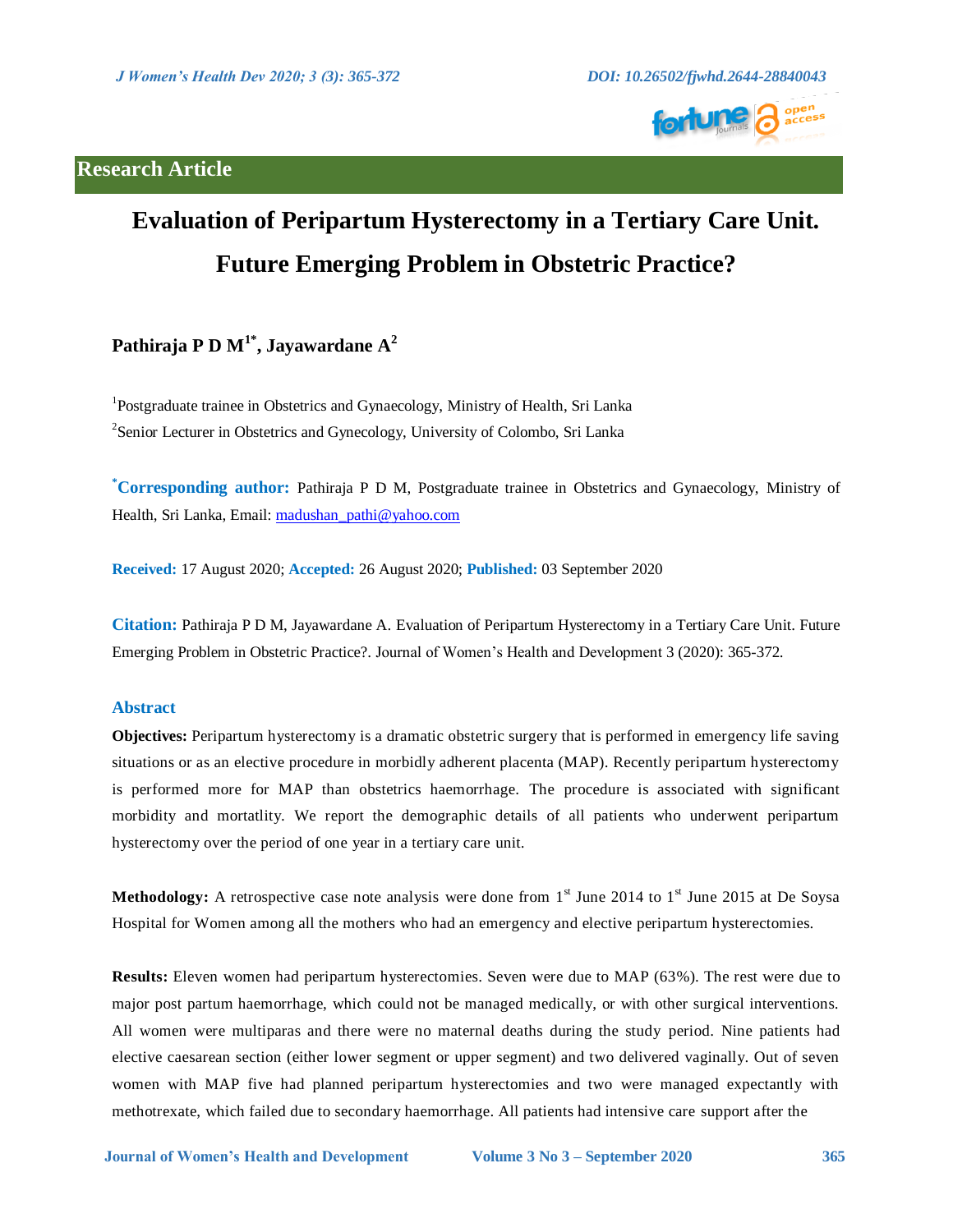Research Article

# Evaluation of Peripartum Hysterectomy in a Tertiary Care Unit. Future Emerging Problem in Obstetric Practice?

**Pathiraja P D M[1*], Jayawardane A[2]**

[1]Postgraduate trainee in Obstetrics and Gynaecology, Ministry of Health, Sri Lanka

[2]Senior Lecturer in Obstetrics and Gynecology, University of Colombo, Sri Lanka

**[*]Corresponding author:** Pathiraja P D M, Postgraduate trainee in Obstetrics and Gynaecology, Ministry of Health, Sri Lanka, Email: madushan_pathi@yahoo.com

**Received:** 17 August 2020; **Accepted:** 26 August 2020; **Published:** 03 September 2020

**Citation:** Pathiraja P D M, Jayawardane A. Evaluation of Peripartum Hysterectomy in a Tertiary Care Unit. Future Emerging Problem in Obstetric Practice?. Journal of Women's Health and Development 3 (2020): 365-372.

## Abstract

**Objectives:** Peripartum hysterectomy is a dramatic obstetric surgery that is performed in emergency life saving situations or as an elective procedure in morbidly adherent placenta (MAP). Recently peripartum hysterectomy is performed more for MAP than obstetrics haemorrhage. The procedure is associated with significant morbidity and mortatlity. We report the demographic details of all patients who underwent peripartum hysterectomy over the period of one year in a tertiary care unit.

**Methodology:** A retrospective case note analysis were done from 1st June 2014 to 1st June 2015 at De Soysa Hospital for Women among all the mothers who had an emergency and elective peripartum hysterectomies.

**Results:** Eleven women had peripartum hysterectomies. Seven were due to MAP (63%). The rest were due to major post partum haemorrhage, which could not be managed medically, or with other surgical interventions. All women were multiparas and there were no maternal deaths during the study period. Nine patients had elective caesarean section (either lower segment or upper segment) and two delivered vaginally. Out of seven women with MAP five had planned peripartum hysterectomies and two were managed expectantly with methotrexate, which failed due to secondary haemorrhage. All patients had intensive care support after the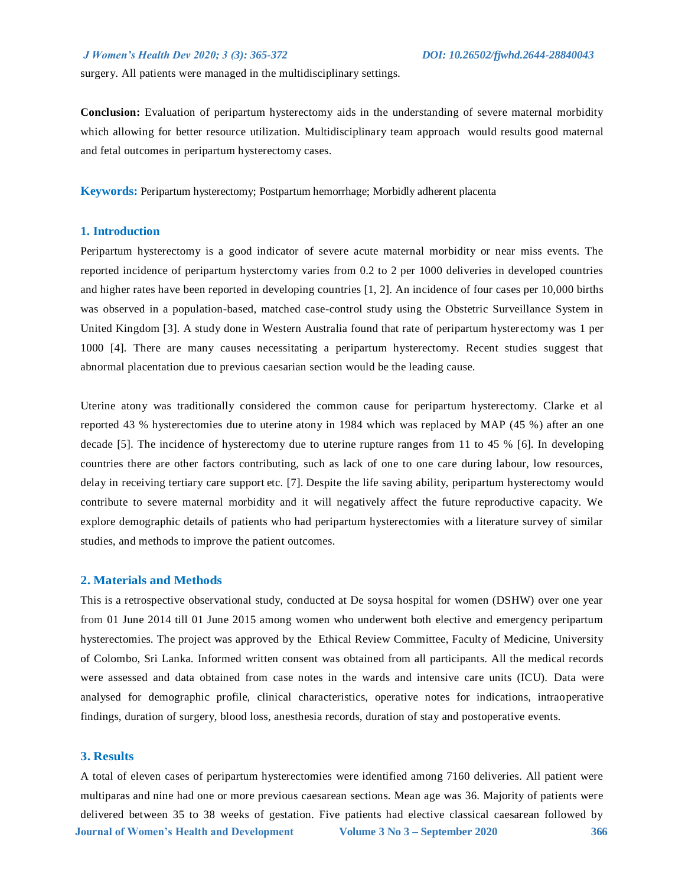surgery. All patients were managed in the multidisciplinary settings.

**Conclusion:** Evaluation of peripartum hysterectomy aids in the understanding of severe maternal morbidity which allowing for better resource utilization. Multidisciplinary team approach would results good maternal and fetal outcomes in peripartum hysterectomy cases.

**Keywords:** Peripartum hysterectomy; Postpartum hemorrhage; Morbidly adherent placenta

## 1. Introduction

Peripartum hysterectomy is a good indicator of severe acute maternal morbidity or near miss events. The reported incidence of peripartum hysterctomy varies from 0.2 to 2 per 1000 deliveries in developed countries and higher rates have been reported in developing countries [1, 2]. An incidence of four cases per 10,000 births was observed in a population-based, matched case-control study using the Obstetric Surveillance System in United Kingdom [3]. A study done in Western Australia found that rate of peripartum hysterectomy was 1 per 1000 [4]. There are many causes necessitating a peripartum hysterectomy. Recent studies suggest that abnormal placentation due to previous caesarian section would be the leading cause.

Uterine atony was traditionally considered the common cause for peripartum hysterectomy. Clarke et al reported 43 % hysterectomies due to uterine atony in 1984 which was replaced by MAP (45 %) after an one decade [5]. The incidence of hysterectomy due to uterine rupture ranges from 11 to 45 % [6]. In developing countries there are other factors contributing, such as lack of one to one care during labour, low resources, delay in receiving tertiary care support etc. [7]. Despite the life saving ability, peripartum hysterectomy would contribute to severe maternal morbidity and it will negatively affect the future reproductive capacity. We explore demographic details of patients who had peripartum hysterectomies with a literature survey of similar studies, and methods to improve the patient outcomes.

## 2. Materials and Methods

This is a retrospective observational study, conducted at De soysa hospital for women (DSHW) over one year from 01 June 2014 till 01 June 2015 among women who underwent both elective and emergency peripartum hysterectomies. The project was approved by the Ethical Review Committee, Faculty of Medicine, University of Colombo, Sri Lanka. Informed written consent was obtained from all participants. All the medical records were assessed and data obtained from case notes in the wards and intensive care units (ICU). Data were analysed for demographic profile, clinical characteristics, operative notes for indications, intraoperative findings, duration of surgery, blood loss, anesthesia records, duration of stay and postoperative events.

## 3. Results

A total of eleven cases of peripartum hysterectomies were identified among 7160 deliveries. All patient were multiparas and nine had one or more previous caesarean sections. Mean age was 36. Majority of patients were delivered between 35 to 38 weeks of gestation. Five patients had elective classical caesarean followed by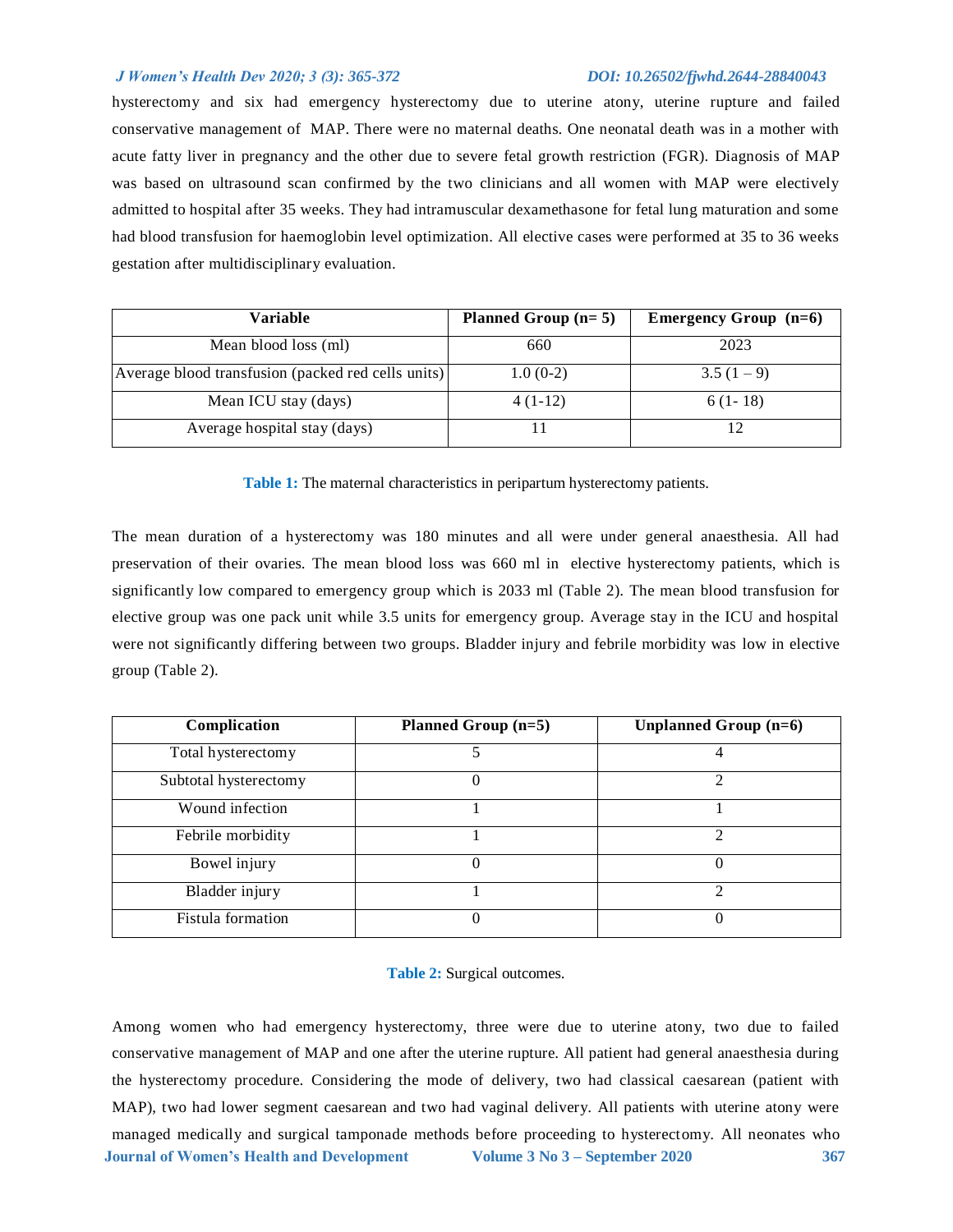hysterectomy and six had emergency hysterectomy due to uterine atony, uterine rupture and failed conservative management of MAP. There were no maternal deaths. One neonatal death was in a mother with acute fatty liver in pregnancy and the other due to severe fetal growth restriction (FGR). Diagnosis of MAP was based on ultrasound scan confirmed by the two clinicians and all women with MAP were electively admitted to hospital after 35 weeks. They had intramuscular dexamethasone for fetal lung maturation and some had blood transfusion for haemoglobin level optimization. All elective cases were performed at 35 to 36 weeks gestation after multidisciplinary evaluation.

| Variable | Planned Group (n= 5) | Emergency Group (n=6) |
|---|---|---|
| Mean blood loss (ml) | 660 | 2023 |
| Average blood transfusion (packed red cells units) | 1.0 (0-2) | 3.5 (1 – 9) |
| Mean ICU stay (days) | 4 (1-12) | 6 (1- 18) |
| Average hospital stay (days) | 11 | 12 |

**Table 1:** The maternal characteristics in peripartum hysterectomy patients.

The mean duration of a hysterectomy was 180 minutes and all were under general anaesthesia. All had preservation of their ovaries. The mean blood loss was 660 ml in elective hysterectomy patients, which is significantly low compared to emergency group which is 2033 ml (Table 2). The mean blood transfusion for elective group was one pack unit while 3.5 units for emergency group. Average stay in the ICU and hospital were not significantly differing between two groups. Bladder injury and febrile morbidity was low in elective group (Table 2).

| Complication | Planned Group (n=5) | Unplanned Group (n=6) |
|---|---|---|
| Total hysterectomy | 5 | 4 |
| Subtotal hysterectomy | 0 | 2 |
| Wound infection | 1 | 1 |
| Febrile morbidity | 1 | 2 |
| Bowel injury | 0 | 0 |
| Bladder injury | 1 | 2 |
| Fistula formation | 0 | 0 |

**Table 2:** Surgical outcomes.

Among women who had emergency hysterectomy, three were due to uterine atony, two due to failed conservative management of MAP and one after the uterine rupture. All patient had general anaesthesia during the hysterectomy procedure. Considering the mode of delivery, two had classical caesarean (patient with MAP), two had lower segment caesarean and two had vaginal delivery. All patients with uterine atony were managed medically and surgical tamponade methods before proceeding to hysterectomy. All neonates who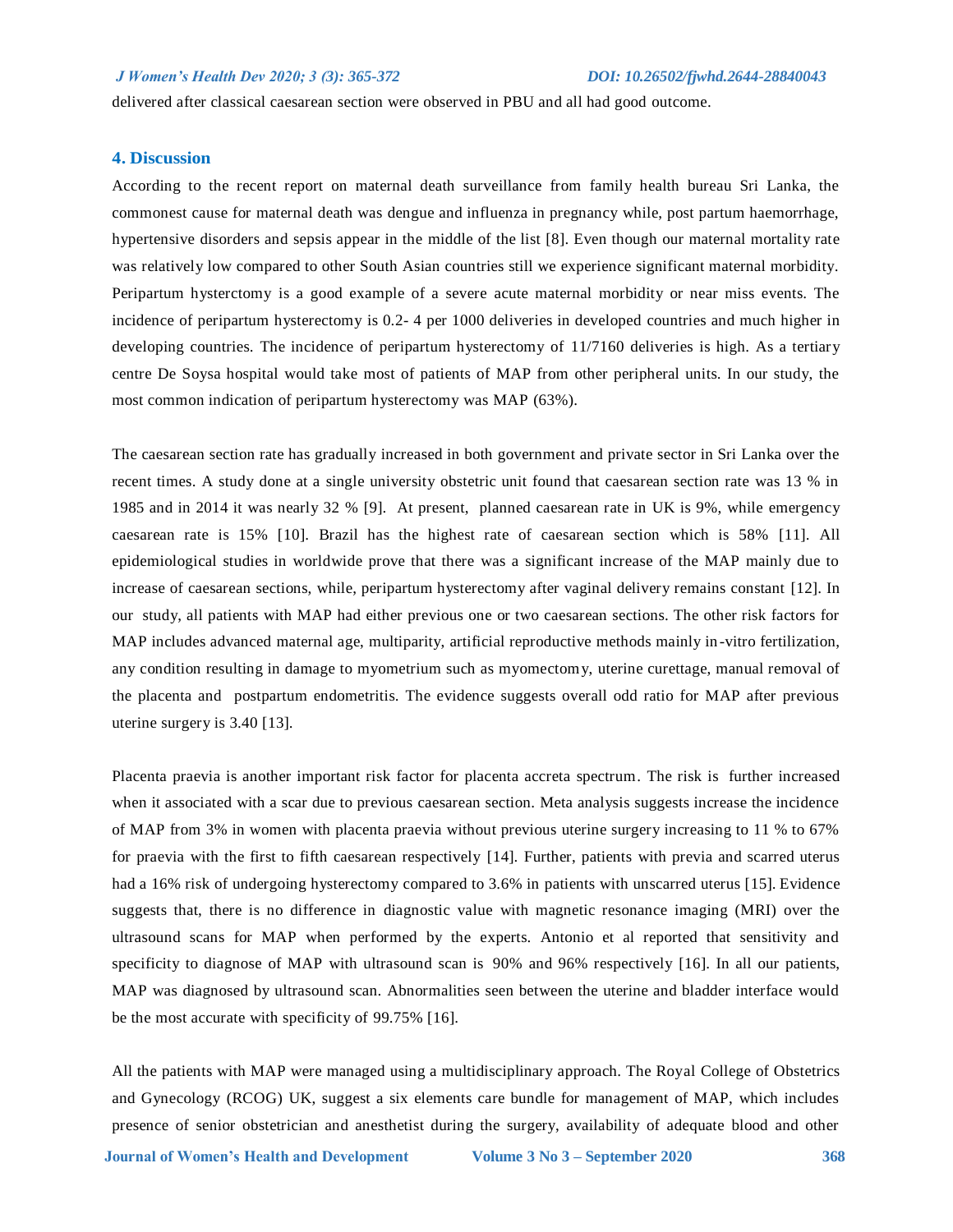delivered after classical caesarean section were observed in PBU and all had good outcome.

## 4. Discussion

According to the recent report on maternal death surveillance from family health bureau Sri Lanka, the commonest cause for maternal death was dengue and influenza in pregnancy while, post partum haemorrhage, hypertensive disorders and sepsis appear in the middle of the list [8]. Even though our maternal mortality rate was relatively low compared to other South Asian countries still we experience significant maternal morbidity. Peripartum hysterctomy is a good example of a severe acute maternal morbidity or near miss events. The incidence of peripartum hysterectomy is 0.2- 4 per 1000 deliveries in developed countries and much higher in developing countries. The incidence of peripartum hysterectomy of 11/7160 deliveries is high. As a tertiary centre De Soysa hospital would take most of patients of MAP from other peripheral units. In our study, the most common indication of peripartum hysterectomy was MAP (63%).

The caesarean section rate has gradually increased in both government and private sector in Sri Lanka over the recent times. A study done at a single university obstetric unit found that caesarean section rate was 13 % in 1985 and in 2014 it was nearly 32 % [9]. At present, planned caesarean rate in UK is 9%, while emergency caesarean rate is 15% [10]. Brazil has the highest rate of caesarean section which is 58% [11]. All epidemiological studies in worldwide prove that there was a significant increase of the MAP mainly due to increase of caesarean sections, while, peripartum hysterectomy after vaginal delivery remains constant [12]. In our study, all patients with MAP had either previous one or two caesarean sections. The other risk factors for MAP includes advanced maternal age, multiparity, artificial reproductive methods mainly in-vitro fertilization, any condition resulting in damage to myometrium such as myomectomy, uterine curettage, manual removal of the placenta and postpartum endometritis. The evidence suggests overall odd ratio for MAP after previous uterine surgery is 3.40 [13].

Placenta praevia is another important risk factor for placenta accreta spectrum. The risk is further increased when it associated with a scar due to previous caesarean section. Meta analysis suggests increase the incidence of MAP from 3% in women with placenta praevia without previous uterine surgery increasing to 11 % to 67% for praevia with the first to fifth caesarean respectively [14]. Further, patients with previa and scarred uterus had a 16% risk of undergoing hysterectomy compared to 3.6% in patients with unscarred uterus [15]. Evidence suggests that, there is no difference in diagnostic value with magnetic resonance imaging (MRI) over the ultrasound scans for MAP when performed by the experts. Antonio et al reported that sensitivity and specificity to diagnose of MAP with ultrasound scan is 90% and 96% respectively [16]. In all our patients, MAP was diagnosed by ultrasound scan. Abnormalities seen between the uterine and bladder interface would be the most accurate with specificity of 99.75% [16].

All the patients with MAP were managed using a multidisciplinary approach. The Royal College of Obstetrics and Gynecology (RCOG) UK, suggest a six elements care bundle for management of MAP, which includes presence of senior obstetrician and anesthetist during the surgery, availability of adequate blood and other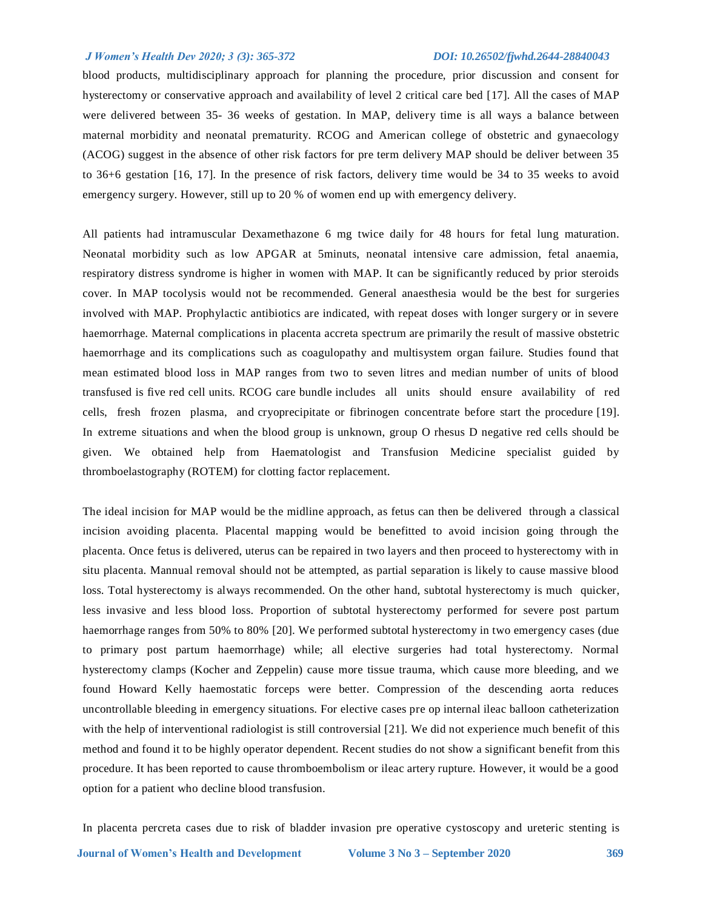blood products, multidisciplinary approach for planning the procedure, prior discussion and consent for hysterectomy or conservative approach and availability of level 2 critical care bed [17]. All the cases of MAP were delivered between 35- 36 weeks of gestation. In MAP, delivery time is all ways a balance between maternal morbidity and neonatal prematurity. RCOG and American college of obstetric and gynaecology (ACOG) suggest in the absence of other risk factors for pre term delivery MAP should be deliver between 35 to 36+6 gestation [16, 17]. In the presence of risk factors, delivery time would be 34 to 35 weeks to avoid emergency surgery. However, still up to 20 % of women end up with emergency delivery.

All patients had intramuscular Dexamethazone 6 mg twice daily for 48 hours for fetal lung maturation. Neonatal morbidity such as low APGAR at 5minuts, neonatal intensive care admission, fetal anaemia, respiratory distress syndrome is higher in women with MAP. It can be significantly reduced by prior steroids cover. In MAP tocolysis would not be recommended. General anaesthesia would be the best for surgeries involved with MAP. Prophylactic antibiotics are indicated, with repeat doses with longer surgery or in severe haemorrhage. Maternal complications in placenta accreta spectrum are primarily the result of massive obstetric haemorrhage and its complications such as coagulopathy and multisystem organ failure. Studies found that mean estimated blood loss in MAP ranges from two to seven litres and median number of units of blood transfused is five red cell units. RCOG care bundle includes all units should ensure availability of red cells, fresh frozen plasma, and cryoprecipitate or fibrinogen concentrate before start the procedure [19]. In extreme situations and when the blood group is unknown, group O rhesus D negative red cells should be given. We obtained help from Haematologist and Transfusion Medicine specialist guided by thromboelastography (ROTEM) for clotting factor replacement.

The ideal incision for MAP would be the midline approach, as fetus can then be delivered through a classical incision avoiding placenta. Placental mapping would be benefitted to avoid incision going through the placenta. Once fetus is delivered, uterus can be repaired in two layers and then proceed to hysterectomy with in situ placenta. Mannual removal should not be attempted, as partial separation is likely to cause massive blood loss. Total hysterectomy is always recommended. On the other hand, subtotal hysterectomy is much quicker, less invasive and less blood loss. Proportion of subtotal hysterectomy performed for severe post partum haemorrhage ranges from 50% to 80% [20]. We performed subtotal hysterectomy in two emergency cases (due to primary post partum haemorrhage) while; all elective surgeries had total hysterectomy. Normal hysterectomy clamps (Kocher and Zeppelin) cause more tissue trauma, which cause more bleeding, and we found Howard Kelly haemostatic forceps were better. Compression of the descending aorta reduces uncontrollable bleeding in emergency situations. For elective cases pre op internal ileac balloon catheterization with the help of interventional radiologist is still controversial [21]. We did not experience much benefit of this method and found it to be highly operator dependent. Recent studies do not show a significant benefit from this procedure. It has been reported to cause thromboembolism or ileac artery rupture. However, it would be a good option for a patient who decline blood transfusion.

In placenta percreta cases due to risk of bladder invasion pre operative cystoscopy and ureteric stenting is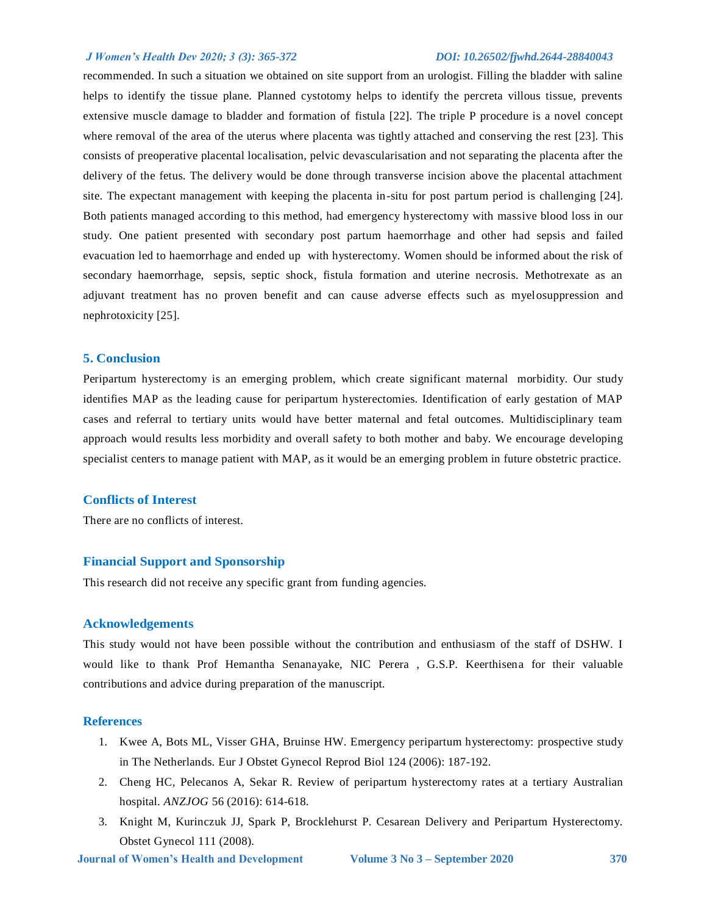recommended. In such a situation we obtained on site support from an urologist. Filling the bladder with saline helps to identify the tissue plane. Planned cystotomy helps to identify the percreta villous tissue, prevents extensive muscle damage to bladder and formation of fistula [22]. The triple P procedure is a novel concept where removal of the area of the uterus where placenta was tightly attached and conserving the rest [23]. This consists of preoperative placental localisation, pelvic devascularisation and not separating the placenta after the delivery of the fetus. The delivery would be done through transverse incision above the placental attachment site. The expectant management with keeping the placenta in-situ for post partum period is challenging [24]. Both patients managed according to this method, had emergency hysterectomy with massive blood loss in our study. One patient presented with secondary post partum haemorrhage and other had sepsis and failed evacuation led to haemorrhage and ended up with hysterectomy. Women should be informed about the risk of secondary haemorrhage, sepsis, septic shock, fistula formation and uterine necrosis. Methotrexate as an adjuvant treatment has no proven benefit and can cause adverse effects such as myelosuppression and nephrotoxicity [25].

## 5. Conclusion

Peripartum hysterectomy is an emerging problem, which create significant maternal morbidity. Our study identifies MAP as the leading cause for peripartum hysterectomies. Identification of early gestation of MAP cases and referral to tertiary units would have better maternal and fetal outcomes. Multidisciplinary team approach would results less morbidity and overall safety to both mother and baby. We encourage developing specialist centers to manage patient with MAP, as it would be an emerging problem in future obstetric practice.

## Conflicts of Interest

There are no conflicts of interest.

## Financial Support and Sponsorship

This research did not receive any specific grant from funding agencies.

## Acknowledgements

This study would not have been possible without the contribution and enthusiasm of the staff of DSHW. I would like to thank Prof Hemantha Senanayake, NIC Perera , G.S.P. Keerthisena for their valuable contributions and advice during preparation of the manuscript.

## References

1. Kwee A, Bots ML, Visser GHA, Bruinse HW. Emergency peripartum hysterectomy: prospective study in The Netherlands. Eur J Obstet Gynecol Reprod Biol 124 (2006): 187-192.
2. Cheng HC, Pelecanos A, Sekar R. Review of peripartum hysterectomy rates at a tertiary Australian hospital. *ANZJOG* 56 (2016): 614-618.
3. Knight M, Kurinczuk JJ, Spark P, Brocklehurst P. Cesarean Delivery and Peripartum Hysterectomy. Obstet Gynecol 111 (2008).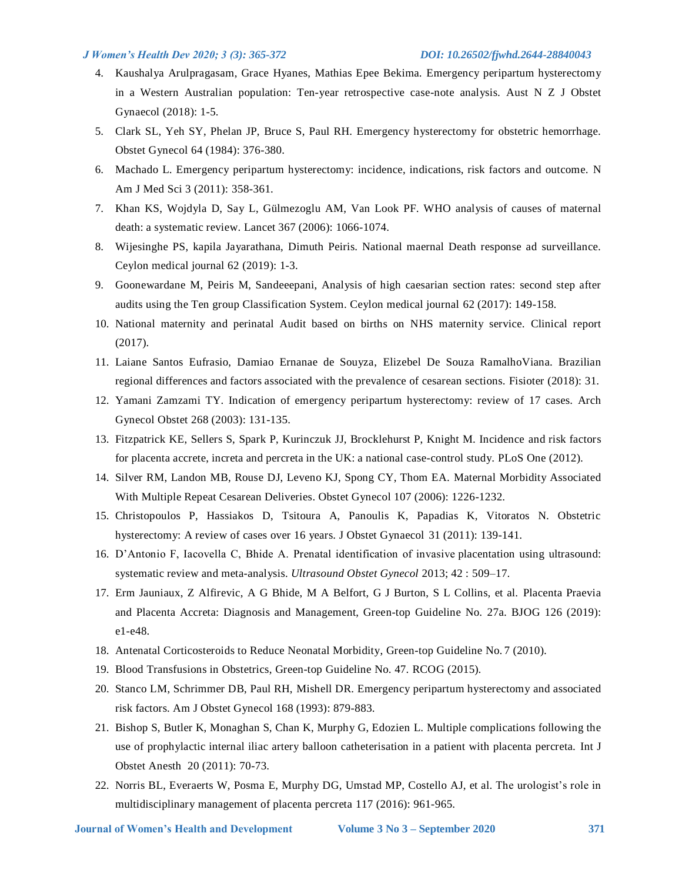4. Kaushalya Arulpragasam, Grace Hyanes, Mathias Epee Bekima. Emergency peripartum hysterectomy in a Western Australian population: Ten-year retrospective case-note analysis. Aust N Z J Obstet Gynaecol (2018): 1-5.
5. Clark SL, Yeh SY, Phelan JP, Bruce S, Paul RH. Emergency hysterectomy for obstetric hemorrhage. Obstet Gynecol 64 (1984): 376-380.
6. Machado L. Emergency peripartum hysterectomy: incidence, indications, risk factors and outcome. N Am J Med Sci 3 (2011): 358-361.
7. Khan KS, Wojdyla D, Say L, Gülmezoglu AM, Van Look PF. WHO analysis of causes of maternal death: a systematic review. Lancet 367 (2006): 1066-1074.
8. Wijesinghe PS, kapila Jayarathana, Dimuth Peiris. National maernal Death response ad surveillance. Ceylon medical journal 62 (2019): 1-3.
9. Goonewardane M, Peiris M, Sandeeepani, Analysis of high caesarian section rates: second step after audits using the Ten group Classification System. Ceylon medical journal 62 (2017): 149-158.
10. National maternity and perinatal Audit based on births on NHS maternity service. Clinical report (2017).
11. Laiane Santos Eufrasio, Damiao Ernanae de Souyza, Elizebel De Souza RamalhoViana. Brazilian regional differences and factors associated with the prevalence of cesarean sections. Fisioter (2018): 31.
12. Yamani Zamzami TY. Indication of emergency peripartum hysterectomy: review of 17 cases. Arch Gynecol Obstet 268 (2003): 131-135.
13. Fitzpatrick KE, Sellers S, Spark P, Kurinczuk JJ, Brocklehurst P, Knight M. Incidence and risk factors for placenta accrete, increta and percreta in the UK: a national case-control study. PLoS One (2012).
14. Silver RM, Landon MB, Rouse DJ, Leveno KJ, Spong CY, Thom EA. Maternal Morbidity Associated With Multiple Repeat Cesarean Deliveries. Obstet Gynecol 107 (2006): 1226-1232.
15. Christopoulos P, Hassiakos D, Tsitoura A, Panoulis K, Papadias K, Vitoratos N. Obstetric hysterectomy: A review of cases over 16 years. J Obstet Gynaecol 31 (2011): 139-141.
16. D'Antonio F, Iacovella C, Bhide A. Prenatal identification of invasive placentation using ultrasound: systematic review and meta-analysis. *Ultrasound Obstet Gynecol* 2013; 42 : 509–17.
17. Erm Jauniaux, Z Alfirevic, A G Bhide, M A Belfort, G J Burton, S L Collins, et al. Placenta Praevia and Placenta Accreta: Diagnosis and Management, Green-top Guideline No. 27a. BJOG 126 (2019): e1-e48.
18. Antenatal Corticosteroids to Reduce Neonatal Morbidity, Green-top Guideline No. 7 (2010).
19. Blood Transfusions in Obstetrics, Green-top Guideline No. 47. RCOG (2015).
20. Stanco LM, Schrimmer DB, Paul RH, Mishell DR. Emergency peripartum hysterectomy and associated risk factors. Am J Obstet Gynecol 168 (1993): 879-883.
21. Bishop S, Butler K, Monaghan S, Chan K, Murphy G, Edozien L. Multiple complications following the use of prophylactic internal iliac artery balloon catheterisation in a patient with placenta percreta. Int J Obstet Anesth 20 (2011): 70-73.
22. Norris BL, Everaerts W, Posma E, Murphy DG, Umstad MP, Costello AJ, et al. The urologist's role in multidisciplinary management of placenta percreta 117 (2016): 961-965.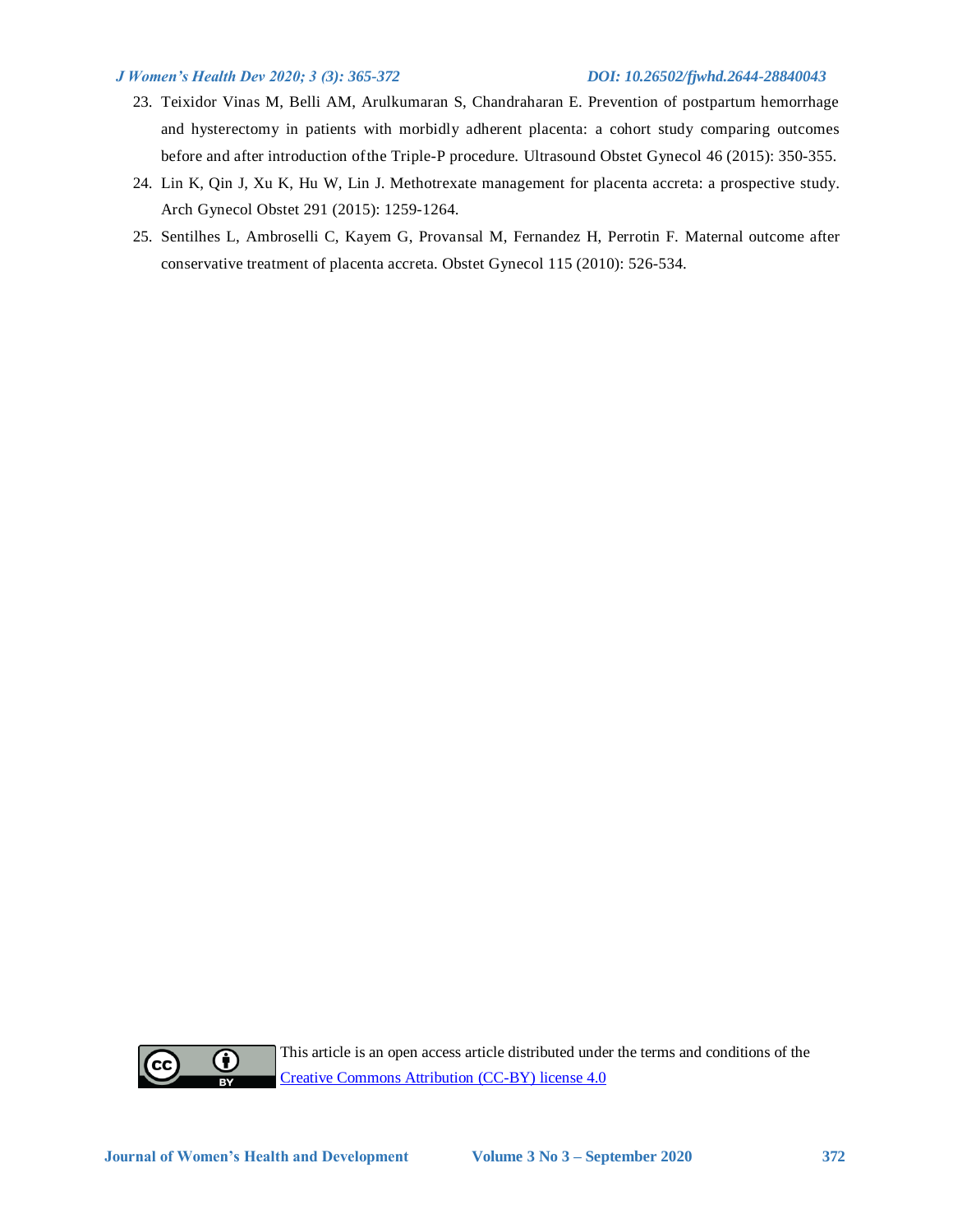23. Teixidor Vinas M, Belli AM, Arulkumaran S, Chandraharan E. Prevention of postpartum hemorrhage and hysterectomy in patients with morbidly adherent placenta: a cohort study comparing outcomes before and after introduction of the Triple-P procedure. Ultrasound Obstet Gynecol 46 (2015): 350-355.
24. Lin K, Qin J, Xu K, Hu W, Lin J. Methotrexate management for placenta accreta: a prospective study. Arch Gynecol Obstet 291 (2015): 1259-1264.
25. Sentilhes L, Ambroselli C, Kayem G, Provansal M, Fernandez H, Perrotin F. Maternal outcome after conservative treatment of placenta accreta. Obstet Gynecol 115 (2010): 526-534.

This article is an open access article distributed under the terms and conditions of the [Creative Commons Attribution (CC-BY) license 4.0](https://creativecommons.org/licenses/by/4.0/)